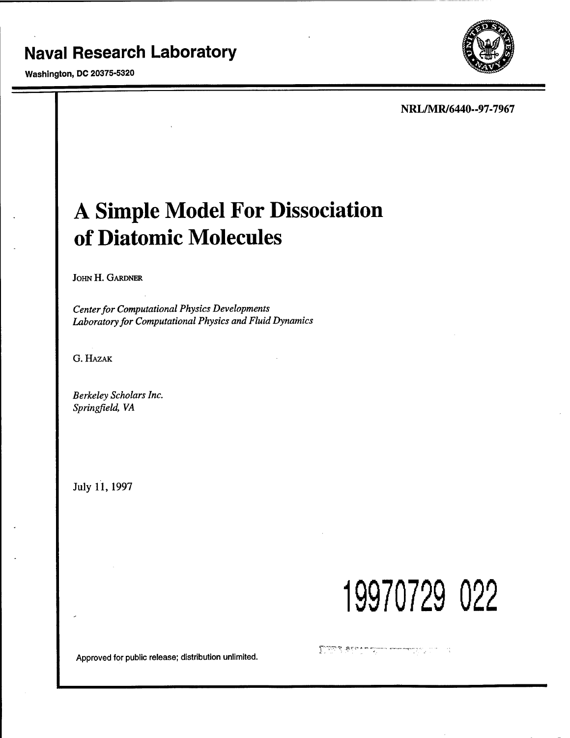**Naval Research Laboratory**

**Washington, DC 20375-5320**

**NRL/MR/6440--97-7967**

# A Simple Model For Dissociation of Diatomic Molecules

JOHN H. GARDNER

*Center for Computational Physics Developments*
*Laboratory for Computational Physics and Fluid Dynamics*

G. HAZAK

*Berkeley Scholars Inc.*
*Springfield, VA*

July 11, 1997

19970729 022

Approved for public release; distribution unlimited.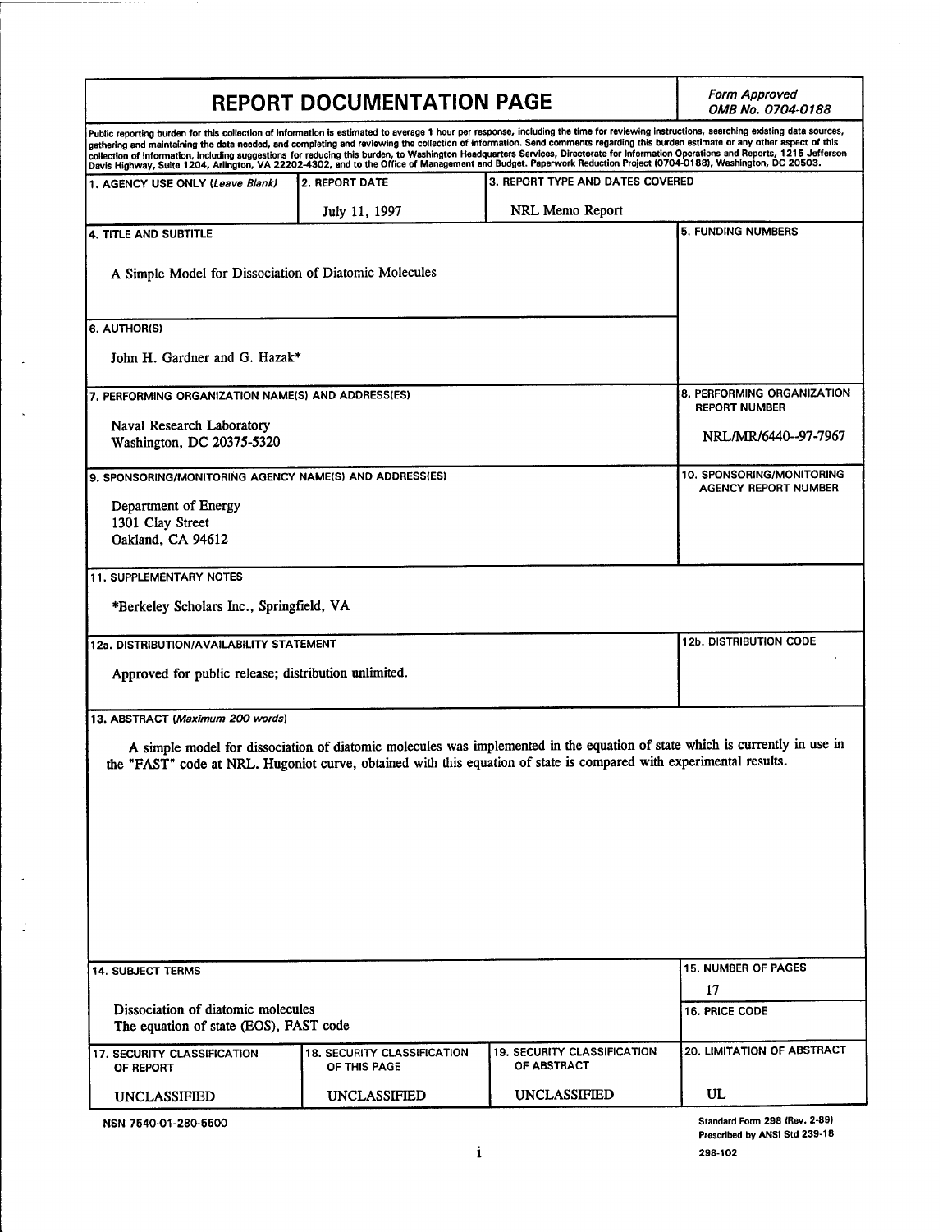# REPORT DOCUMENTATION PAGE

*Form Approved*
*OMB No. 0704-0188*

Public reporting burden for this collection of information is estimated to average 1 hour per response, including the time for reviewing instructions, searching existing data sources, gathering and maintaining the data needed, and completing and reviewing the collection of information. Send comments regarding this burden estimate or any other aspect of this collection of information, including suggestions for reducing this burden, to Washington Headquarters Services, Directorate for Information Operations and Reports, 1215 Jefferson Davis Highway, Suite 1204, Arlington, VA 22202-4302, and to the Office of Management and Budget. Paperwork Reduction Project (0704-0188), Washington, DC 20503.

| 1. AGENCY USE ONLY *(Leave Blank)* | 2. REPORT DATE | 3. REPORT TYPE AND DATES COVERED |
|---|---|---|
| | July 11, 1997 | NRL Memo Report |

**4. TITLE AND SUBTITLE**

A Simple Model for Dissociation of Diatomic Molecules

**5. FUNDING NUMBERS**

**6. AUTHOR(S)**

John H. Gardner and G. Hazak*

**7. PERFORMING ORGANIZATION NAME(S) AND ADDRESS(ES)**

Naval Research Laboratory
Washington, DC 20375-5320

**8. PERFORMING ORGANIZATION REPORT NUMBER**

NRL/MR/6440--97-7967

**9. SPONSORING/MONITORING AGENCY NAME(S) AND ADDRESS(ES)**

Department of Energy
1301 Clay Street
Oakland, CA 94612

**10. SPONSORING/MONITORING AGENCY REPORT NUMBER**

**11. SUPPLEMENTARY NOTES**

*Berkeley Scholars Inc., Springfield, VA

**12a. DISTRIBUTION/AVAILABILITY STATEMENT**

Approved for public release; distribution unlimited.

**12b. DISTRIBUTION CODE**

**13. ABSTRACT** *(Maximum 200 words)*

A simple model for dissociation of diatomic molecules was implemented in the equation of state which is currently in use in the "FAST" code at NRL. Hugoniot curve, obtained with this equation of state is compared with experimental results.

**14. SUBJECT TERMS**

Dissociation of diatomic molecules
The equation of state (EOS), FAST code

**15. NUMBER OF PAGES**

17

**16. PRICE CODE**

| 17. SECURITY CLASSIFICATION OF REPORT | 18. SECURITY CLASSIFICATION OF THIS PAGE | 19. SECURITY CLASSIFICATION OF ABSTRACT | 20. LIMITATION OF ABSTRACT |
|---|---|---|---|
| UNCLASSIFIED | UNCLASSIFIED | UNCLASSIFIED | UL |

NSN 7540-01-280-5500

Standard Form 298 (Rev. 2-89)
Prescribed by ANSI Std 239-18
298-102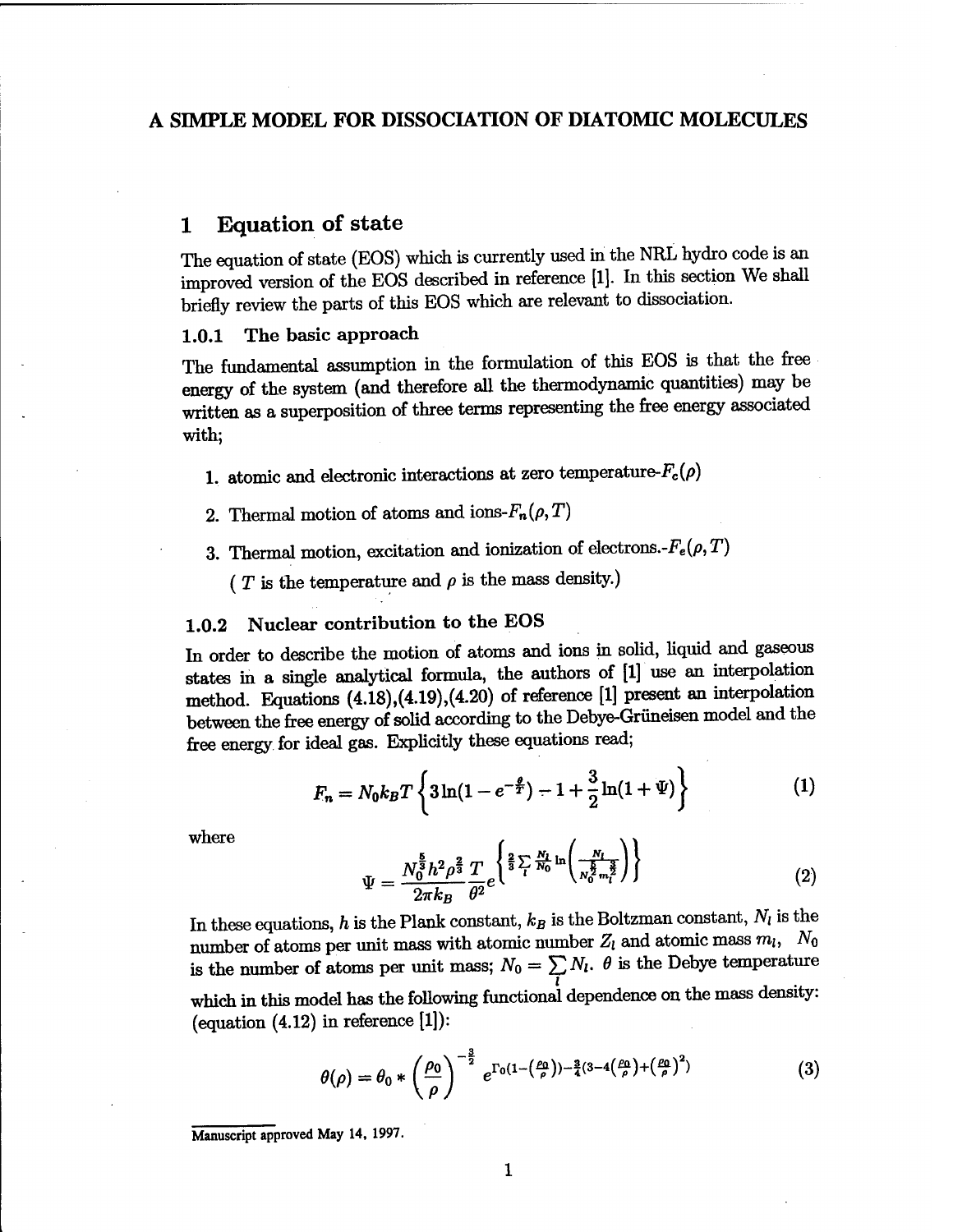# A SIMPLE MODEL FOR DISSOCIATION OF DIATOMIC MOLECULES

## 1 Equation of state

The equation of state (EOS) which is currently used in the NRL hydro code is an improved version of the EOS described in reference [1]. In this section We shall briefly review the parts of this EOS which are relevant to dissociation.

### 1.0.1 The basic approach

The fundamental assumption in the formulation of this EOS is that the free energy of the system (and therefore all the thermodynamic quantities) may be written as a superposition of three terms representing the free energy associated with;

1. atomic and electronic interactions at zero temperature-$F_c(\rho)$
2. Thermal motion of atoms and ions-$F_n(\rho, T)$
3. Thermal motion, excitation and ionization of electrons.-$F_e(\rho, T)$

   ( $T$ is the temperature and $\rho$ is the mass density.)

### 1.0.2 Nuclear contribution to the EOS

In order to describe the motion of atoms and ions in solid, liquid and gaseous states in a single analytical formula, the authors of [1] use an interpolation method. Equations (4.18),(4.19),(4.20) of reference [1] present an interpolation between the free energy of solid according to the Debye-Grüneisen model and the free energy for ideal gas. Explicitly these equations read;

$$F_n = N_0 k_B T \left\{ 3\ln(1 - e^{-\frac{\theta}{T}}) - 1 + \frac{3}{2}\ln(1 + \Psi) \right\} \tag{1}$$

where

$$\Psi = \frac{N_0^{\frac{5}{3}} h^2 \rho^{\frac{2}{3}}}{2\pi k_B} \frac{T}{\theta^2} e^{\left\{ \frac{2}{3} \sum_l \frac{N_l}{N_0} \ln\left( \frac{N_l}{N_0^{\frac{5}{2}} m_l^{\frac{3}{2}}} \right) \right\}} \tag{2}$$

In these equations, $h$ is the Plank constant, $k_B$ is the Boltzman constant, $N_l$ is the number of atoms per unit mass with atomic number $Z_l$ and atomic mass $m_l$, $N_0$ is the number of atoms per unit mass; $N_0 = \sum_l N_l$. $\theta$ is the Debye temperature which in this model has the following functional dependence on the mass density: (equation (4.12) in reference [1]):

$$\theta(\rho) = \theta_0 * \left( \frac{\rho_0}{\rho} \right)^{-\frac{2}{3}} e^{\Gamma_0 (1 - (\frac{\rho_0}{\rho})) - \frac{3}{4}(3 - 4(\frac{\rho_0}{\rho}) + (\frac{\rho_0}{\rho})^2)} \tag{3}$$

Manuscript approved May 14, 1997.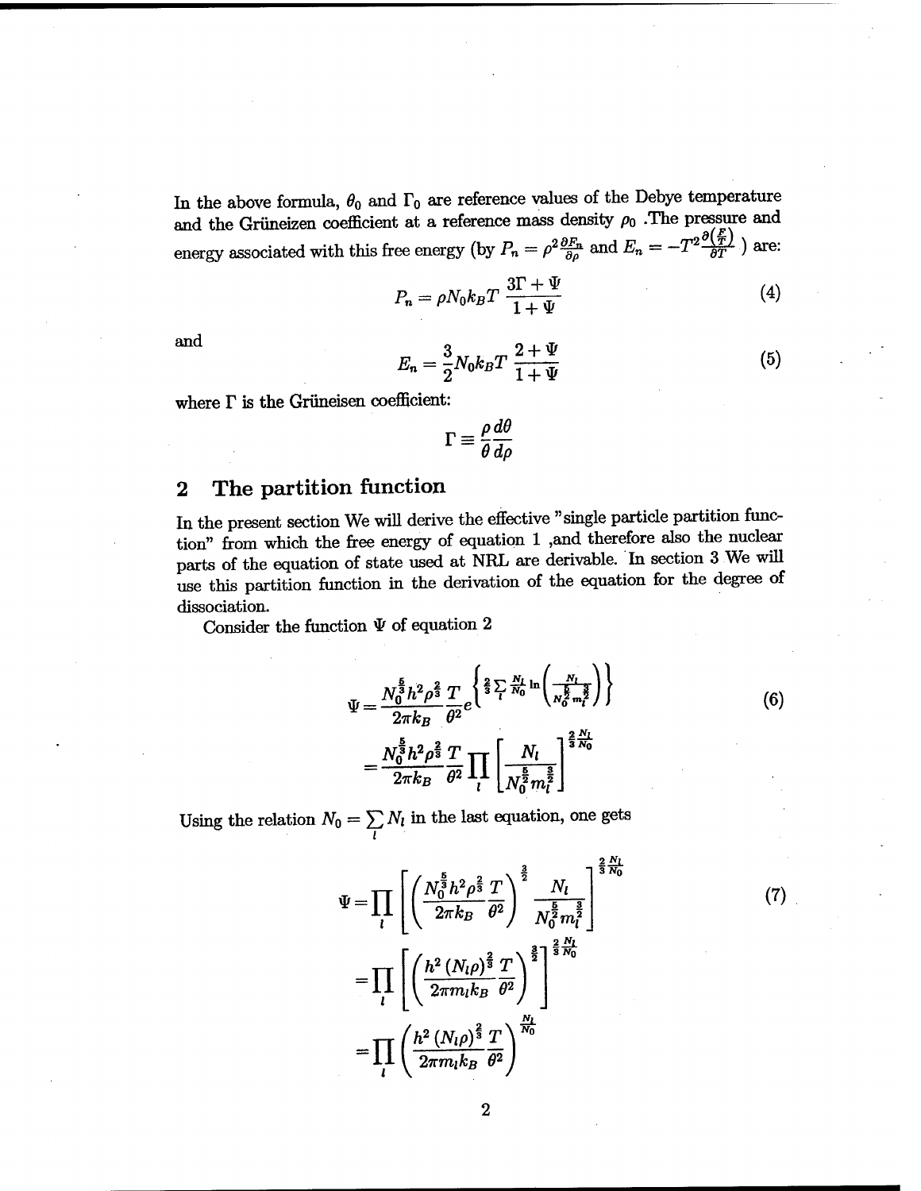In the above formula, $\theta_0$ and $\Gamma_0$ are reference values of the Debye temperature and the Grüneizen coefficient at a reference mass density $\rho_0$ .The pressure and energy associated with this free energy (by $P_n = \rho^2 \frac{\partial F_n}{\partial \rho}$ and $E_n = -T^2 \frac{\partial (\frac{F}{T})}{\partial T}$ ) are:

$$P_n = \rho N_0 k_B T \, \frac{3\Gamma + \Psi}{1 + \Psi} \tag{4}$$

and

$$E_n = \frac{3}{2} N_0 k_B T \, \frac{2 + \Psi}{1 + \Psi} \tag{5}$$

where $\Gamma$ is the Grüneisen coefficient:

$$\Gamma \equiv \frac{\rho}{\theta} \frac{d\theta}{d\rho}$$

## 2 The partition function

In the present section We will derive the effective "single particle partition function" from which the free energy of equation 1 ,and therefore also the nuclear parts of the equation of state used at NRL are derivable. In section 3 We will use this partition function in the derivation of the equation for the degree of dissociation.

Consider the function $\Psi$ of equation 2

$$\begin{aligned}
\Psi &= \frac{N_0^{\frac{5}{3}} h^2 \rho^{\frac{2}{3}}}{2\pi k_B} \frac{T}{\theta^2} e^{\left\{ \frac{2}{3} \sum_l \frac{N_l}{N_0} \ln \left( \frac{N_l}{N_0^{\frac{5}{2}} m_l^{\frac{3}{2}}} \right) \right\}} \\
&= \frac{N_0^{\frac{5}{3}} h^2 \rho^{\frac{2}{3}}}{2\pi k_B} \frac{T}{\theta^2} \prod_l \left[ \frac{N_l}{N_0^{\frac{5}{2}} m_l^{\frac{3}{2}}} \right]^{\frac{2}{3} \frac{N_l}{N_0}}
\end{aligned} \tag{6}$$

Using the relation $N_0 = \sum_l N_l$ in the last equation, one gets

$$\begin{aligned}
\Psi &= \prod_l \left[ \left( \frac{N_0^{\frac{5}{3}} h^2 \rho^{\frac{2}{3}}}{2\pi k_B} \frac{T}{\theta^2} \right)^{\frac{3}{2}} \frac{N_l}{N_0^{\frac{5}{2}} m_l^{\frac{3}{2}}} \right]^{\frac{2}{3} \frac{N_l}{N_0}} \\
&= \prod_l \left[ \left( \frac{h^2 (N_l \rho)^{\frac{2}{3}}}{2\pi m_l k_B} \frac{T}{\theta^2} \right)^{\frac{3}{2}} \right]^{\frac{2}{3} \frac{N_l}{N_0}} \\
&= \prod_l \left( \frac{h^2 (N_l \rho)^{\frac{2}{3}}}{2\pi m_l k_B} \frac{T}{\theta^2} \right)^{\frac{N_l}{N_0}}
\end{aligned} \tag{7}$$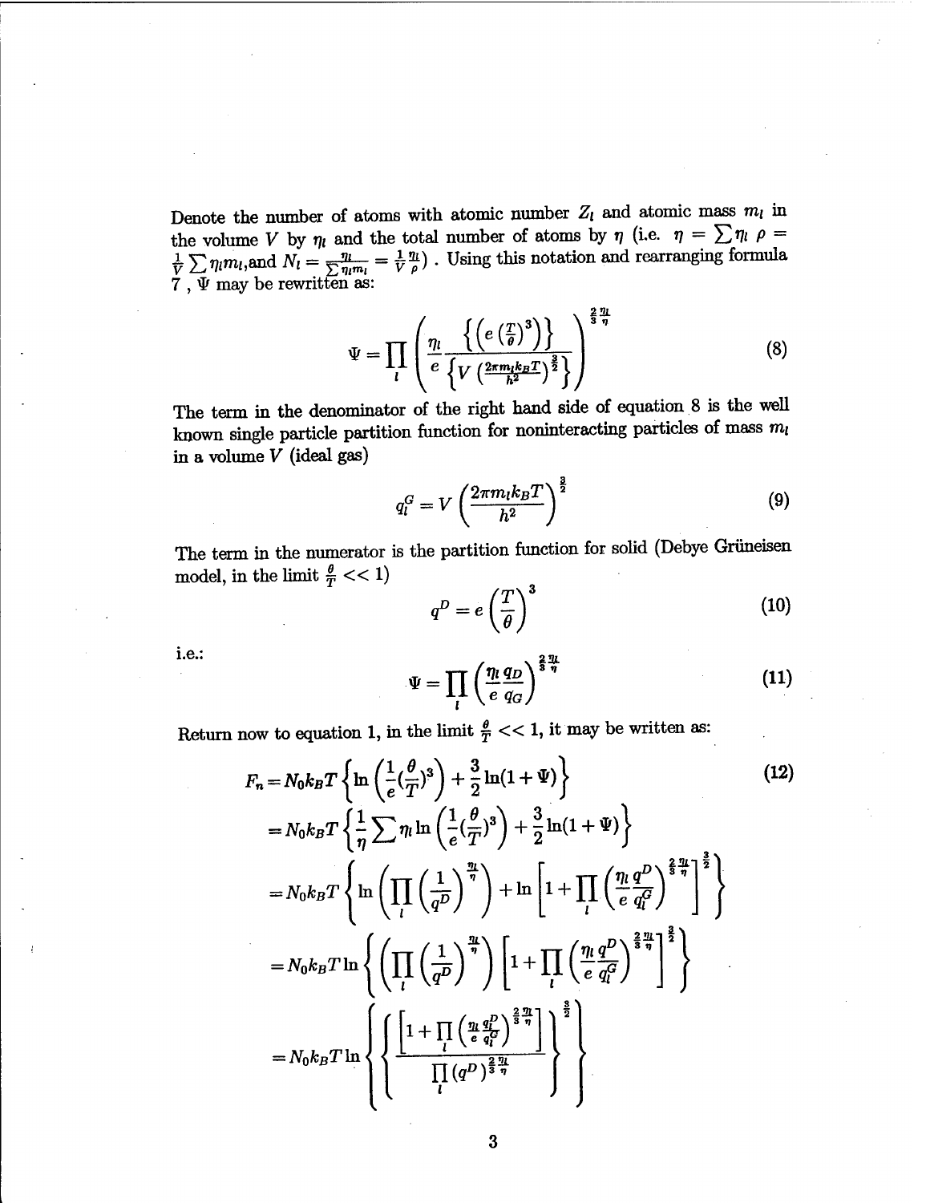Denote the number of atoms with atomic number $Z_l$ and atomic mass $m_l$ in the volume $V$ by $\eta_l$ and the total number of atoms by $\eta$ (i.e. $\eta = \sum \eta_l$ $\rho = \frac{1}{V}\sum \eta_l m_l$,and $N_l = \frac{\eta_l}{\sum \eta_l m_l} = \frac{1}{V}\frac{\eta_l}{\rho}$) . Using this notation and rearranging formula 7 , $\Psi$ may be rewritten as:

$$\Psi = \prod_l \left( \frac{\eta_l}{e} \frac{\left\{\left(e\left(\frac{T}{\theta}\right)^3\right)\right\}}{\left\{V\left(\frac{2\pi m_l k_B T}{h^2}\right)^{\frac{3}{2}}\right\}} \right)^{\frac{2}{3}\frac{\eta_l}{\eta}} \tag{8}$$

The term in the denominator of the right hand side of equation 8 is the well known single particle partition function for noninteracting particles of mass $m_l$ in a volume $V$ (ideal gas)

$$q_l^G = V\left(\frac{2\pi m_l k_B T}{h^2}\right)^{\frac{3}{2}} \tag{9}$$

The term in the numerator is the partition function for solid (Debye Grüneisen model, in the limit $\frac{\theta}{T} << 1$)

$$q^D = e\left(\frac{T}{\theta}\right)^3 \tag{10}$$

i.e.:

$$\Psi = \prod_l \left(\frac{\eta_l}{e}\frac{q_D}{q_G}\right)^{\frac{2}{3}\frac{\eta_l}{\eta}} \tag{11}$$

Return now to equation 1, in the limit $\frac{\theta}{T} << 1$, it may be written as:

$$\begin{aligned}
F_n &= N_0 k_B T \left\{ \ln\left(\frac{1}{e}\left(\frac{\theta}{T}\right)^3\right) + \frac{3}{2}\ln(1+\Psi) \right\} \qquad (12)\\
&= N_0 k_B T \left\{ \frac{1}{\eta}\sum \eta_l \ln\left(\frac{1}{e}\left(\frac{\theta}{T}\right)^3\right) + \frac{3}{2}\ln(1+\Psi) \right\}\\
&= N_0 k_B T \left\{ \ln\left(\prod_l \left(\frac{1}{q^D}\right)^{\frac{\eta_l}{\eta}}\right) + \ln\left[1 + \prod_l \left(\frac{\eta_l}{e}\frac{q^D}{q_l^G}\right)^{\frac{2}{3}\frac{\eta_l}{\eta}}\right]^{\frac{3}{2}} \right\}\\
&= N_0 k_B T \ln\left\{ \left(\prod_l \left(\frac{1}{q^D}\right)^{\frac{\eta_l}{\eta}}\right)\left[1 + \prod_l \left(\frac{\eta_l}{e}\frac{q^D}{q_l^G}\right)^{\frac{2}{3}\frac{\eta_l}{\eta}}\right]^{\frac{3}{2}} \right\}\\
&= N_0 k_B T \ln\left\{ \left\{ \frac{\left[1 + \prod_l \left(\frac{\eta_l}{e}\frac{q_l^D}{q_l^G}\right)^{\frac{2}{3}\frac{\eta_l}{\eta}}\right]}{\prod_l (q^D)^{\frac{2}{3}\frac{\eta_l}{\eta}}} \right\}^{\frac{3}{2}} \right\}
\end{aligned}$$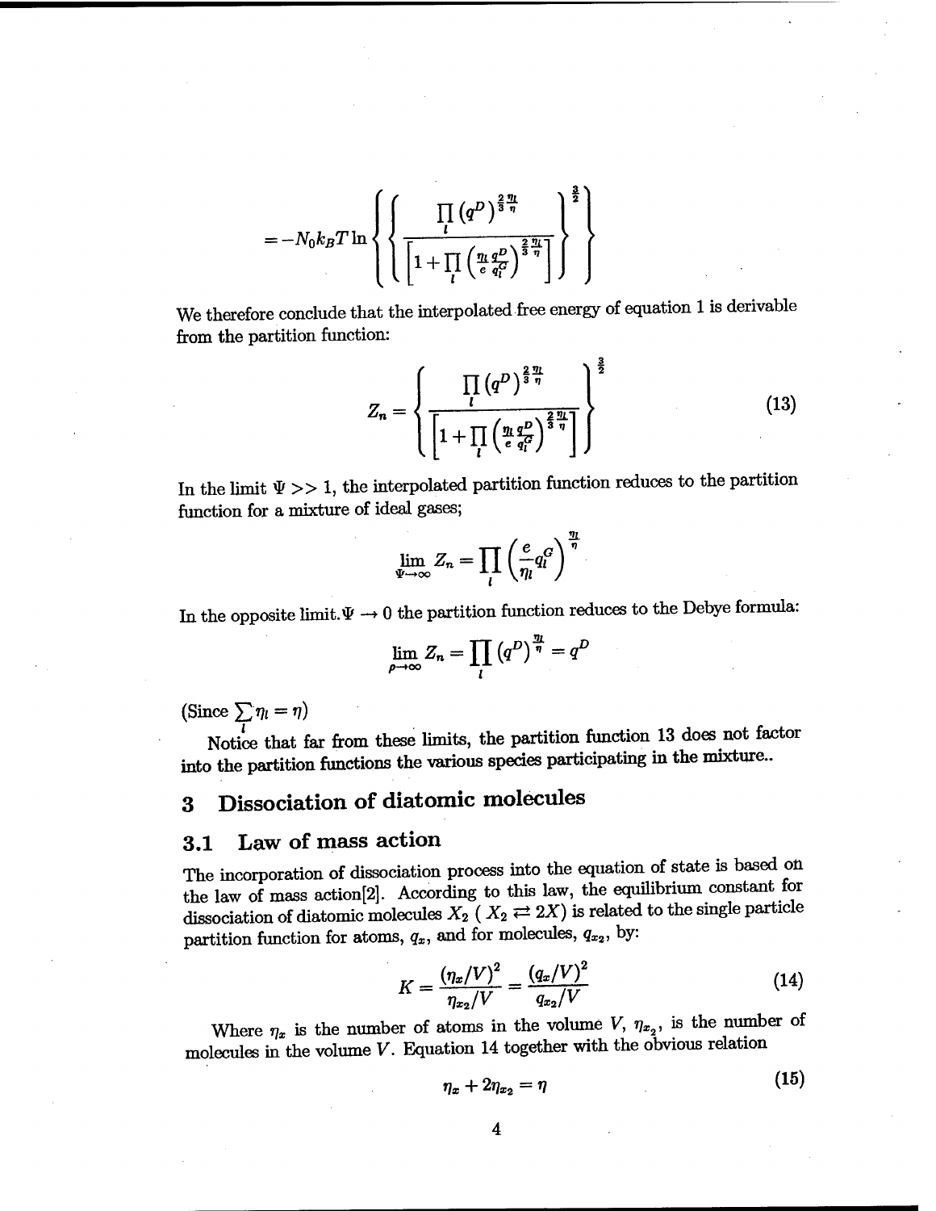$$= -N_0 k_B T \ln \left\{ \left\{ \frac{\prod_l (q^D)^{\frac{2}{3}\frac{\eta_l}{\eta}}}{\left[ 1 + \prod_l \left( \frac{\eta_l}{e} \frac{q^D}{q_l^G} \right)^{\frac{2}{3}\frac{\eta_l}{\eta}} \right]} \right\}^{\frac{3}{2}} \right\}$$

We therefore conclude that the interpolated free energy of equation 1 is derivable from the partition function:

$$Z_n = \left\{ \frac{\prod_l (q^D)^{\frac{2}{3}\frac{\eta_l}{\eta}}}{\left[ 1 + \prod_l \left( \frac{\eta_l}{e} \frac{q^D}{q_l^G} \right)^{\frac{2}{3}\frac{\eta_l}{\eta}} \right]} \right\}^{\frac{3}{2}} \tag{13}$$

In the limit $\Psi >> 1$, the interpolated partition function reduces to the partition function for a mixture of ideal gases;

$$\lim_{\Psi \to \infty} Z_n = \prod_l \left( \frac{e}{\eta_l} q_l^G \right)^{\frac{\eta_l}{\eta}}$$

In the opposite limit. $\Psi \to 0$ the partition function reduces to the Debye formula:

$$\lim_{\rho \to \infty} Z_n = \prod_l (q^D)^{\frac{\eta_l}{\eta}} = q^D$$

(Since $\sum_l \eta_l = \eta$)

Notice that far from these limits, the partition function 13 does not factor into the partition functions the various species participating in the mixture..

## 3 Dissociation of diatomic molecules

### 3.1 Law of mass action

The incorporation of dissociation process into the equation of state is based on the law of mass action[2]. According to this law, the equilibrium constant for dissociation of diatomic molecules $X_2$ ( $X_2 \rightleftarrows 2X$) is related to the single particle partition function for atoms, $q_x$, and for molecules, $q_{x_2}$, by:

$$K = \frac{(\eta_x/V)^2}{\eta_{x_2}/V} = \frac{(q_x/V)^2}{q_{x_2}/V} \tag{14}$$

Where $\eta_x$ is the number of atoms in the volume $V$, $\eta_{x_2}$, is the number of molecules in the volume $V$. Equation 14 together with the obvious relation

$$\eta_x + 2\eta_{x_2} = \eta \tag{15}$$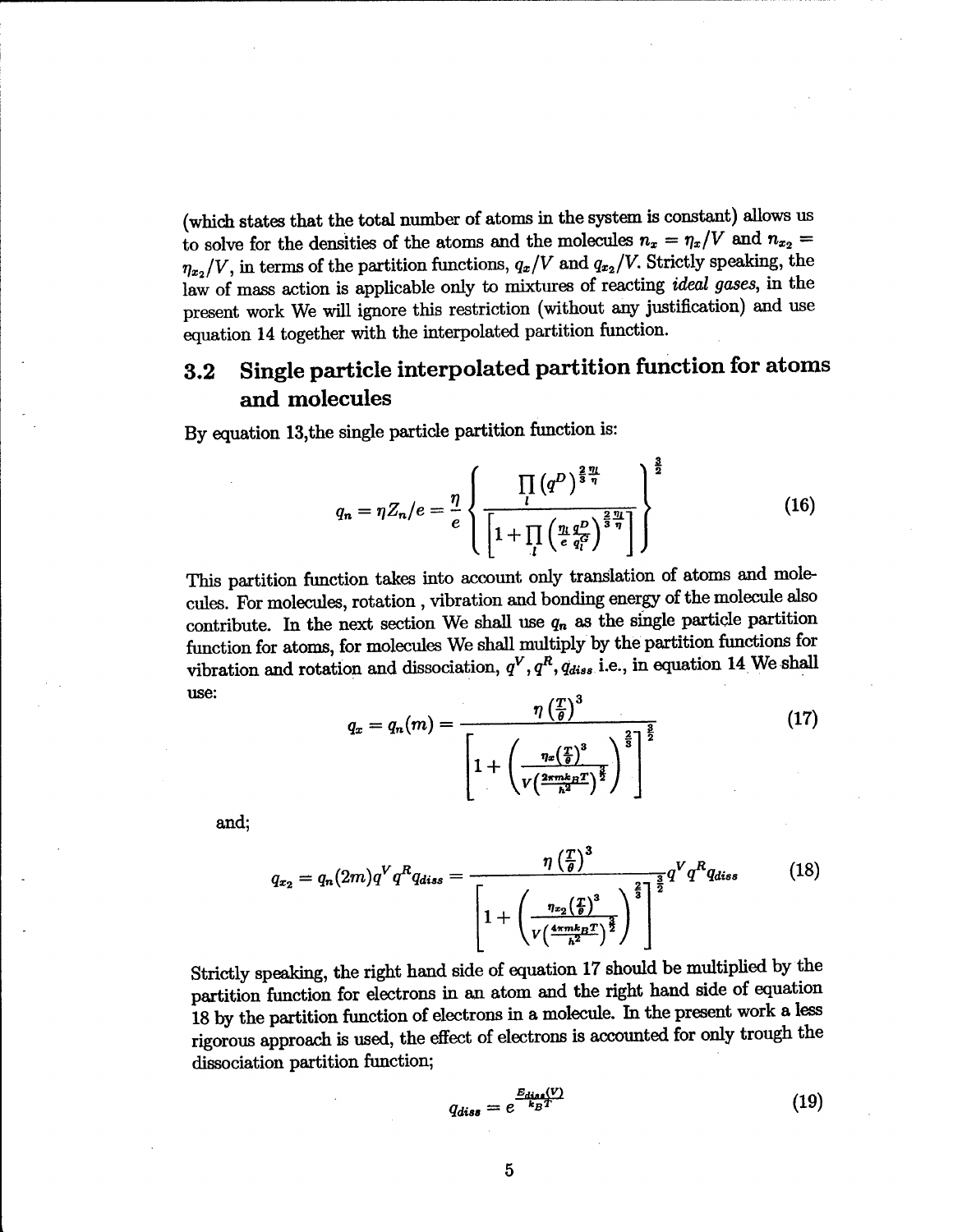(which states that the total number of atoms in the system is constant) allows us to solve for the densities of the atoms and the molecules $n_x = \eta_x/V$ and $n_{x_2} = \eta_{x_2}/V$, in terms of the partition functions, $q_x/V$ and $q_{x_2}/V$. Strictly speaking, the law of mass action is applicable only to mixtures of reacting *ideal gases*, in the present work We will ignore this restriction (without any justification) and use equation 14 together with the interpolated partition function.

## 3.2 Single particle interpolated partition function for atoms and molecules

By equation 13,the single particle partition function is:

$$q_n = \eta Z_n/e = \frac{\eta}{e}\left\{\frac{\prod_l (q^D)^{\frac{2}{3}\frac{\eta_l}{\eta}}}{\left[1+\prod_l\left(\frac{\eta_l}{e}\frac{q^D}{q_l^G}\right)^{\frac{2}{3}\frac{\eta_l}{\eta}}\right]}\right\}^{\frac{3}{2}} \tag{16}$$

This partition function takes into account only translation of atoms and molecules. For molecules, rotation , vibration and bonding energy of the molecule also contribute. In the next section We shall use $q_n$ as the single particle partition function for atoms, for molecules We shall multiply by the partition functions for vibration and rotation and dissociation, $q^V, q^R, q_{diss}$ i.e., in equation 14 We shall use:

$$q_x = q_n(m) = \frac{\eta\left(\frac{T}{\theta}\right)^3}{\left[1+\left(\frac{\eta_x\left(\frac{T}{\theta}\right)^3}{V\left(\frac{2\pi m k_B T}{h^2}\right)^{\frac{3}{2}}}\right)^{\frac{2}{3}}\right]^{\frac{3}{2}}} \tag{17}$$

and;

$$q_{x_2} = q_n(2m)q^V q^R q_{diss} = \frac{\eta\left(\frac{T}{\theta}\right)^3}{\left[1+\left(\frac{\eta_{x_2}\left(\frac{T}{\theta}\right)^3}{V\left(\frac{4\pi m k_B T}{h^2}\right)^{\frac{3}{2}}}\right)^{\frac{2}{3}}\right]^{\frac{3}{2}}} q^V q^R q_{diss} \tag{18}$$

Strictly speaking, the right hand side of equation 17 should be multiplied by the partition function for electrons in an atom and the right hand side of equation 18 by the partition function of electrons in a molecule. In the present work a less rigorous approach is used, the effect of electrons is accounted for only trough the dissociation partition function;

$$q_{diss} = e^{\frac{E_{diss}(V)}{k_B T}} \tag{19}$$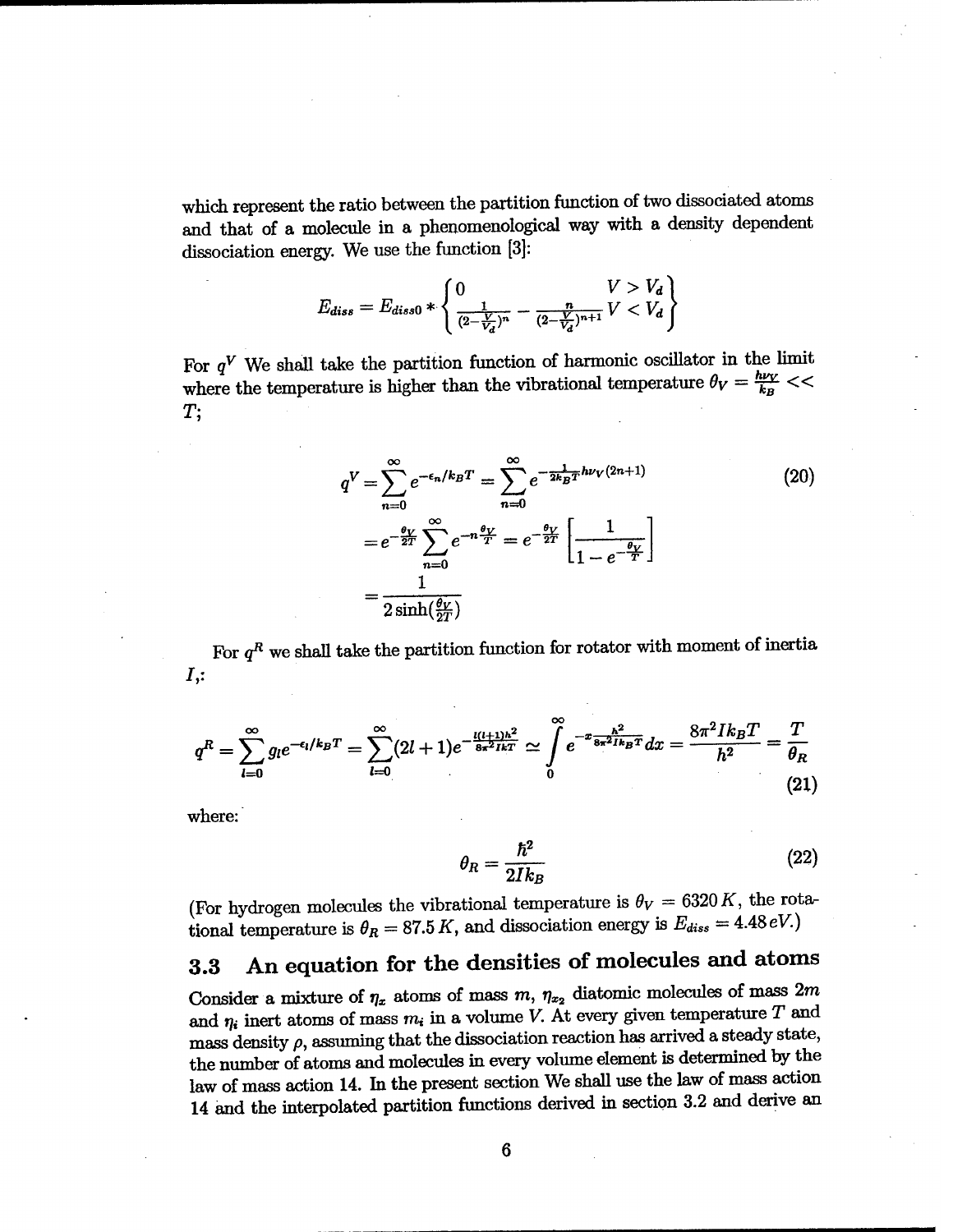which represent the ratio between the partition function of two dissociated atoms and that of a molecule in a phenomenological way with a density dependent dissociation energy. We use the function [3]:

$$E_{diss} = E_{diss0} * \begin{Bmatrix} 0 & V > V_d \\ \frac{1}{(2-\frac{V}{V_d})^n} - \frac{n}{(2-\frac{V}{V_d})^{n+1}} & V < V_d \end{Bmatrix}$$

For $q^V$ We shall take the partition function of harmonic oscillator in the limit where the temperature is higher than the vibrational temperature $\theta_V = \frac{h\nu_V}{k_B} << T$;

$$\begin{aligned} q^V &= \sum_{n=0}^{\infty} e^{-\epsilon_n/k_BT} = \sum_{n=0}^{\infty} e^{-\frac{1}{2k_BT}h\nu_V(2n+1)} \\ &= e^{-\frac{\theta_V}{2T}} \sum_{n=0}^{\infty} e^{-n\frac{\theta_V}{T}} = e^{-\frac{\theta_V}{2T}} \left[\frac{1}{1-e^{-\frac{\theta_V}{T}}}\right] \\ &= \frac{1}{2\sinh(\frac{\theta_V}{2T})} \end{aligned} \tag{20}$$

For $q^R$ we shall take the partition function for rotator with moment of inertia $I$,:

$$q^R = \sum_{l=0}^{\infty} g_l e^{-\epsilon_l/k_BT} = \sum_{l=0}^{\infty} (2l+1) e^{-\frac{l(l+1)h^2}{8\pi^2 IkT}} \simeq \int_0^{\infty} e^{-x\frac{h^2}{8\pi^2 Ik_BT}} dx = \frac{8\pi^2 Ik_BT}{h^2} = \frac{T}{\theta_R} \tag{21}$$

where:

$$\theta_R = \frac{\hbar^2}{2Ik_B} \tag{22}$$

(For hydrogen molecules the vibrational temperature is $\theta_V = 6320\,K$, the rotational temperature is $\theta_R = 87.5\,K$, and dissociation energy is $E_{diss} = 4.48\,eV$.)

## 3.3 An equation for the densities of molecules and atoms

Consider a mixture of $\eta_x$ atoms of mass $m$, $\eta_{x_2}$ diatomic molecules of mass $2m$ and $\eta_i$ inert atoms of mass $m_i$ in a volume $V$. At every given temperature $T$ and mass density $\rho$, assuming that the dissociation reaction has arrived a steady state, the number of atoms and molecules in every volume element is determined by the law of mass action 14. In the present section We shall use the law of mass action 14 and the interpolated partition functions derived in section 3.2 and derive an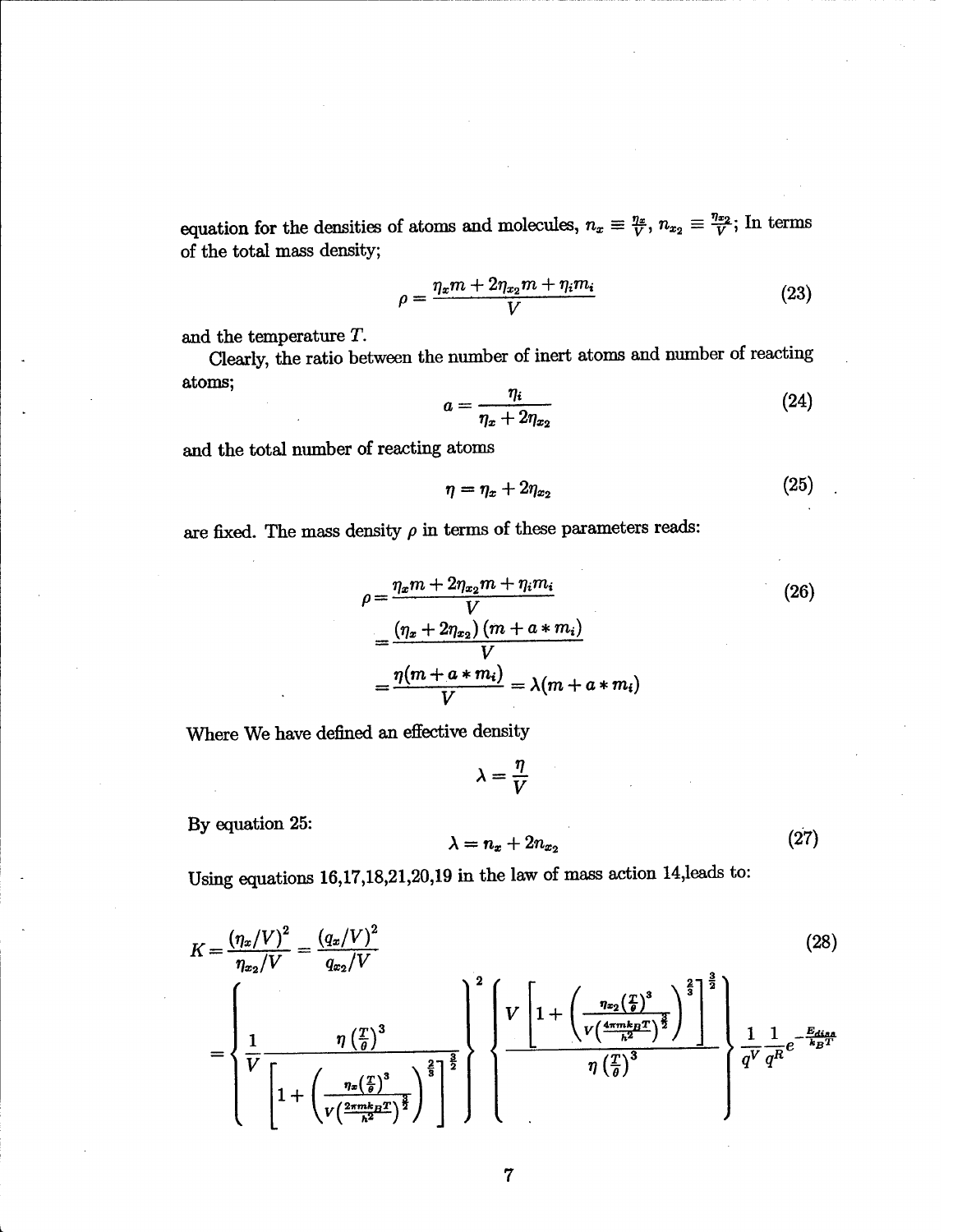equation for the densities of atoms and molecules, $n_x \equiv \frac{\eta_x}{V}$, $n_{x_2} \equiv \frac{\eta_{x2}}{V}$; In terms of the total mass density;

$$\rho = \frac{\eta_x m + 2\eta_{x_2} m + \eta_i m_i}{V} \tag{23}$$

and the temperature $T$.

Clearly, the ratio between the number of inert atoms and number of reacting atoms;

$$a = \frac{\eta_i}{\eta_x + 2\eta_{x_2}} \tag{24}$$

and the total number of reacting atoms

$$\eta = \eta_x + 2\eta_{x_2} \tag{25}$$

are fixed. The mass density $\rho$ in terms of these parameters reads:

$$\begin{aligned}
\rho &= \frac{\eta_x m + 2\eta_{x_2} m + \eta_i m_i}{V} \\
&= \frac{(\eta_x + 2\eta_{x_2})(m + a * m_i)}{V} \\
&= \frac{\eta(m + a * m_i)}{V} = \lambda(m + a * m_i)
\end{aligned} \tag{26}$$

Where We have defined an effective density

$$\lambda = \frac{\eta}{V}$$

By equation 25:

$$\lambda = n_x + 2n_{x_2} \tag{27}$$

Using equations 16,17,18,21,20,19 in the law of mass action 14,leads to:

$$\begin{aligned}
K &= \frac{(\eta_x/V)^2}{\eta_{x_2}/V} = \frac{(q_x/V)^2}{q_{x_2}/V} \\
&= \left\{ \frac{1}{V} \frac{\eta \left(\frac{T}{\theta}\right)^3}{\left[1 + \left(\frac{\eta_x \left(\frac{T}{\theta}\right)^3}{V\left(\frac{2\pi m k_B T}{h^2}\right)^{\frac{3}{2}}}\right)^{\frac{2}{3}}\right]^{\frac{3}{2}}} \right\}^2 \left\{ \frac{V\left[1 + \left(\frac{\eta_{x_2}\left(\frac{T}{\theta}\right)^3}{V\left(\frac{4\pi m k_B T}{h^2}\right)^{\frac{3}{2}}}\right)^{\frac{2}{3}}\right]^{\frac{3}{2}}}{\eta \left(\frac{T}{\theta}\right)^3} \right\} \frac{1}{q^V} \frac{1}{q^R} e^{-\frac{E_{diss}}{k_B T}}
\end{aligned} \tag{28}$$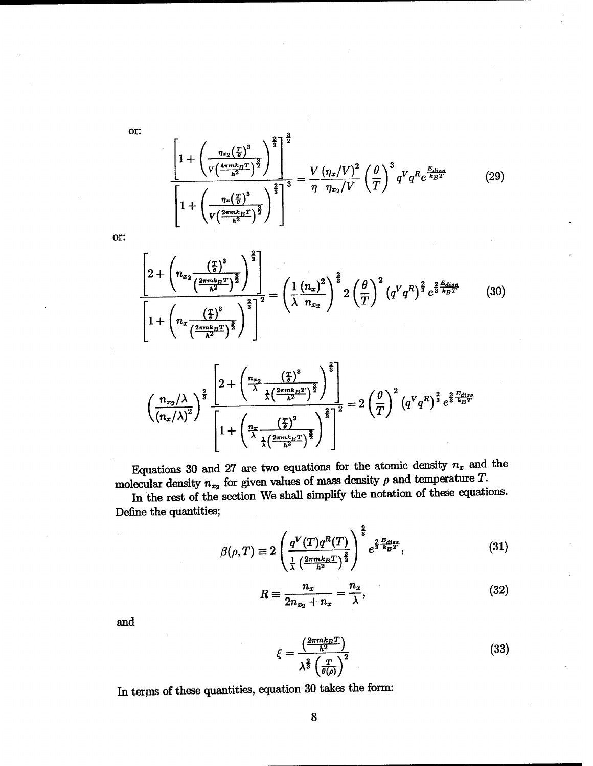or:

$$
\frac{\left[1+\left(\frac{\eta_{x_2}\left(\frac{T}{\theta}\right)^3}{V\left(\frac{4\pi m k_B T}{h^2}\right)^{\frac{3}{2}}}\right)^{\frac{2}{3}}\right]^{\frac{3}{2}}}{\left[1+\left(\frac{\eta_x\left(\frac{T}{\theta}\right)^3}{V\left(\frac{2\pi m k_B T}{h^2}\right)^{\frac{3}{2}}}\right)^{\frac{2}{3}}\right]^3} = \frac{V}{\eta}\frac{\left(\eta_x/V\right)^2}{\eta_{x_2}/V}\left(\frac{\theta}{T}\right)^3 q^V q^R e^{\frac{E_{diss}}{k_B T}} \tag{29}
$$

or:

$$
\frac{\left[2+\left(n_{x_2}\frac{\left(\frac{T}{\theta}\right)^3}{\left(\frac{2\pi m k_B T}{h^2}\right)^{\frac{3}{2}}}\right)^{\frac{2}{3}}\right]}{\left[1+\left(n_x\frac{\left(\frac{T}{\theta}\right)^3}{\left(\frac{2\pi m k_B T}{h^2}\right)^{\frac{3}{2}}}\right)^{\frac{2}{3}}\right]^2} = \left(\frac{1}{\lambda}\frac{\left(n_x\right)^2}{n_{x_2}}\right)^{\frac{2}{3}} 2\left(\frac{\theta}{T}\right)^2 \left(q^V q^R\right)^{\frac{2}{3}} e^{\frac{2}{3}\frac{E_{diss}}{k_B T}} \tag{30}
$$

$$
\left(\frac{n_{x_2}/\lambda}{\left(n_x/\lambda\right)^2}\right)^{\frac{2}{3}} \frac{\left[2+\left(\frac{n_{x_2}}{\lambda}\frac{\left(\frac{T}{\theta}\right)^3}{\frac{1}{\lambda}\left(\frac{2\pi m k_B T}{h^2}\right)^{\frac{3}{2}}}\right)^{\frac{2}{3}}\right]}{\left[1+\left(\frac{n_x}{\lambda}\frac{\left(\frac{T}{\theta}\right)^3}{\frac{1}{\lambda}\left(\frac{2\pi m k_B T}{h^2}\right)^{\frac{3}{2}}}\right)^{\frac{2}{3}}\right]^2} = 2\left(\frac{\theta}{T}\right)^2 \left(q^V q^R\right)^{\frac{2}{3}} e^{\frac{2}{3}\frac{E_{diss}}{k_B T}}
$$

Equations 30 and 27 are two equations for the atomic density $n_x$ and the molecular density $n_{x_2}$ for given values of mass density $\rho$ and temperature $T$.

In the rest of the section We shall simplify the notation of these equations. Define the quantities;

$$
\beta(\rho, T) \equiv 2\left(\frac{q^V(T) q^R(T)}{\frac{1}{\lambda}\left(\frac{2\pi m k_B T}{h^2}\right)^{\frac{3}{2}}}\right)^{\frac{2}{3}} e^{\frac{2}{3}\frac{E_{diss}}{k_B T}}, \tag{31}
$$

$$
R \equiv \frac{n_x}{2n_{x_2}+n_x} = \frac{n_x}{\lambda}, \tag{32}
$$

and

$$
\xi = \frac{\left(\frac{2\pi m k_B T}{h^2}\right)}{\lambda^{\frac{2}{3}}\left(\frac{T}{\theta(\rho)}\right)^2} \tag{33}
$$

In terms of these quantities, equation 30 takes the form: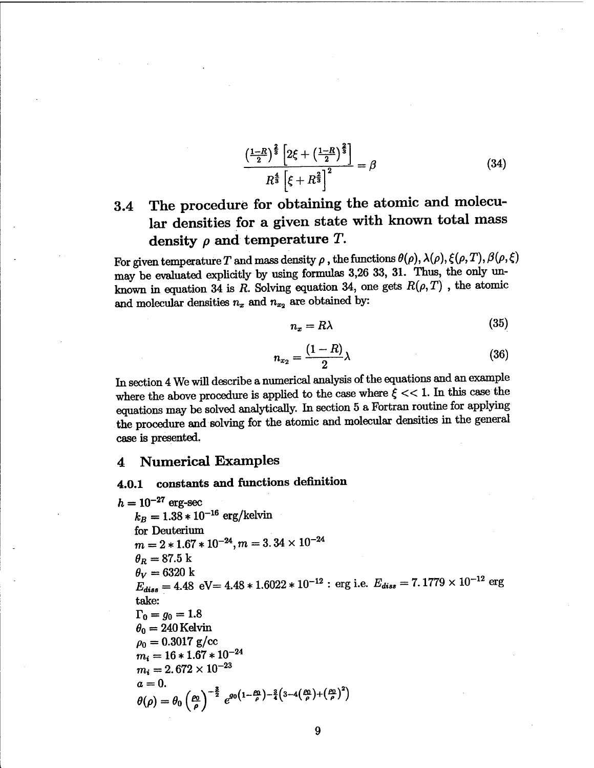$$\frac{\left(\frac{1-R}{2}\right)^{\frac{2}{3}}\left[2\xi+\left(\frac{1-R}{2}\right)^{\frac{2}{3}}\right]}{R^{\frac{4}{3}}\left[\xi+R^{\frac{2}{3}}\right]^{2}}=\beta \tag{34}$$

### 3.4 The procedure for obtaining the atomic and molecular densities for a given state with known total mass density $\rho$ and temperature $T$.

For given temperature $T$ and mass density $\rho$, the functions $\theta(\rho), \lambda(\rho), \xi(\rho,T), \beta(\rho,\xi)$ may be evaluated explicitly by using formulas 3,26 33, 31. Thus, the only unknown in equation 34 is $R$. Solving equation 34, one gets $R(\rho,T)$ , the atomic and molecular densities $n_x$ and $n_{x_2}$ are obtained by:

$$n_x = R\lambda \tag{35}$$

$$n_{x_2} = \frac{(1-R)}{2}\lambda \tag{36}$$

In section 4 We will describe a numerical analysis of the equations and an example where the above procedure is applied to the case where $\xi << 1$. In this case the equations may be solved analytically. In section 5 a Fortran routine for applying the procedure and solving for the atomic and molecular densities in the general case is presented.

## 4 Numerical Examples

#### 4.0.1 constants and functions definition

$h = 10^{-27}$ erg-sec

$k_B = 1.38 * 10^{-16}$ erg/kelvin

for Deuterium

$m = 2 * 1.67 * 10^{-24}, m = 3.34 \times 10^{-24}$

$\theta_R = 87.5$ k

$\theta_V = 6320$ k

$E_{diss} = 4.48$ eV$= 4.48 * 1.6022 * 10^{-12}$ : erg i.e. $E_{diss} = 7.1779 \times 10^{-12}$ erg

take:

$\Gamma_0 = g_0 = 1.8$

$\theta_0 = 240$ Kelvin

$\rho_0 = 0.3017$ g/cc

$m_i = 16 * 1.67 * 10^{-24}$

$m_i = 2.672 \times 10^{-23}$

$a = 0.$

$$\theta(\rho) = \theta_0 \left(\frac{\rho_0}{\rho}\right)^{-\frac{3}{2}} e^{g_0\left(1-\frac{\rho_0}{\rho}\right)-\frac{3}{4}\left(3-4\left(\frac{\rho_0}{\rho}\right)+\left(\frac{\rho_0}{\rho}\right)^2\right)}$$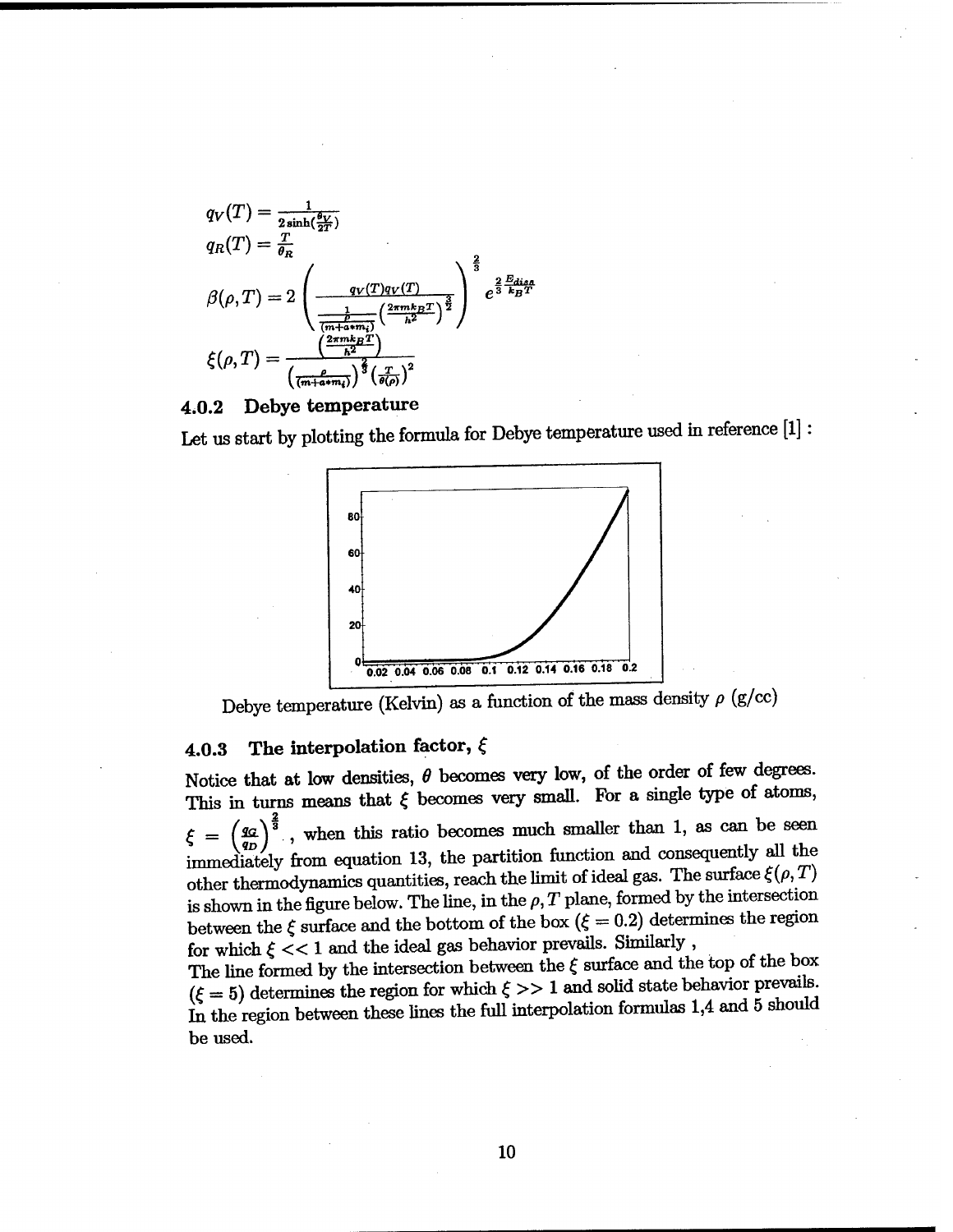$$q_V(T) = \frac{1}{2\sinh(\frac{\theta_V}{2T})}$$

$$q_R(T) = \frac{T}{\theta_R}$$

$$\beta(\rho, T) = 2\left(\frac{q_V(T) q_V(T)}{\frac{1}{\frac{\rho}{(m+a*m_i)}}\left(\frac{2\pi m k_B T}{h^2}\right)^{\frac{3}{2}}}\right)^{\frac{2}{3}} e^{\frac{2}{3}\frac{E_{diss}}{k_B T}}$$

$$\xi(\rho, T) = \frac{\left(\frac{2\pi m k_B T}{h^2}\right)}{\left(\frac{\rho}{(m+a*m_i)}\right)^{\frac{2}{3}}\left(\frac{T}{\theta(\rho)}\right)^2}$$

### 4.0.2 Debye temperature

Let us start by plotting the formula for Debye temperature used in reference [1] :

Debye temperature (Kelvin) as a function of the mass density $\rho$ (g/cc)

### 4.0.3 The interpolation factor, $\xi$

Notice that at low densities, $\theta$ becomes very low, of the order of few degrees. This in turns means that $\xi$ becomes very small. For a single type of atoms, $\xi = \left(\frac{q_G}{q_D}\right)^{\frac{2}{3}}$, when this ratio becomes much smaller than 1, as can be seen immediately from equation 13, the partition function and consequently all the other thermodynamics quantities, reach the limit of ideal gas. The surface $\xi(\rho, T)$ is shown in the figure below. The line, in the $\rho, T$ plane, formed by the intersection between the $\xi$ surface and the bottom of the box ($\xi = 0.2$) determines the region for which $\xi << 1$ and the ideal gas behavior prevails. Similarly ,

The line formed by the intersection between the $\xi$ surface and the top of the box ($\xi = 5$) determines the region for which $\xi >> 1$ and solid state behavior prevails. In the region between these lines the full interpolation formulas 1,4 and 5 should be used.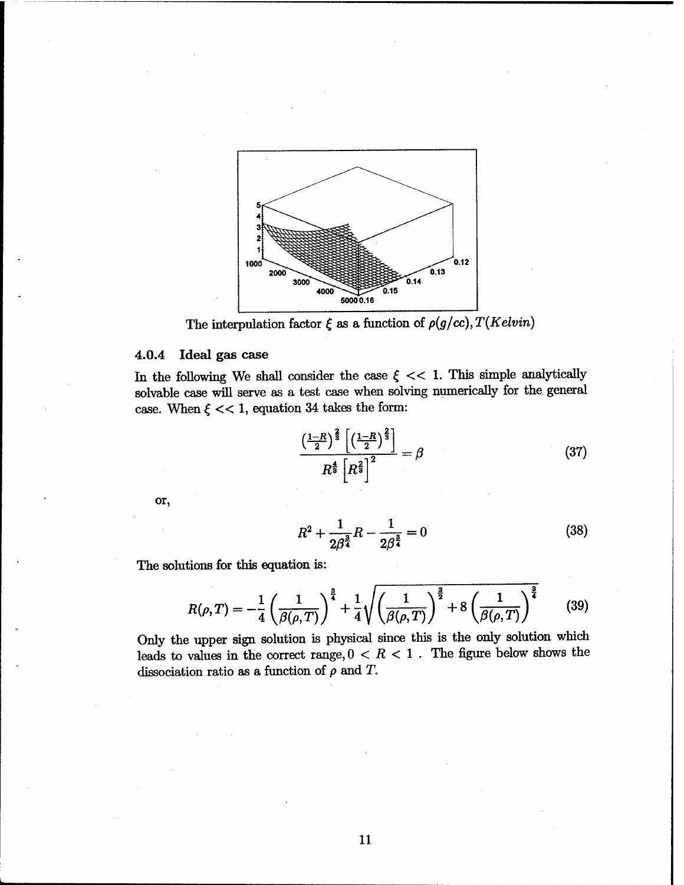The interpulation factor $\xi$ as a function of $\rho(g/cc), T(Kelvin)$

### 4.0.4 Ideal gas case

In the following We shall consider the case $\xi << 1$. This simple analytically solvable case will serve as a test case when solving numerically for the general case. When $\xi << 1$, equation 34 takes the form:

$$\frac{\left(\frac{1-R}{2}\right)^{\frac{2}{3}}\left[\left(\frac{1-R}{2}\right)^{\frac{2}{3}}\right]}{R^{\frac{4}{3}}\left[R^{\frac{2}{3}}\right]^{2}} = \beta \tag{37}$$

or,

$$R^2 + \frac{1}{2\beta^{\frac{3}{4}}}R - \frac{1}{2\beta^{\frac{3}{4}}} = 0 \tag{38}$$

The solutions for this equation is:

$$R(\rho,T) = -\frac{1}{4}\left(\frac{1}{\beta(\rho,T)}\right)^{\frac{3}{4}} + \frac{1}{4}\sqrt{\left(\frac{1}{\beta(\rho,T)}\right)^{\frac{3}{2}} + 8\left(\frac{1}{\beta(\rho,T)}\right)^{\frac{3}{4}}} \tag{39}$$

Only the upper sign solution is physical since this is the only solution which leads to values in the correct range, $0 < R < 1$. The figure below shows the dissociation ratio as a function of $\rho$ and $T$.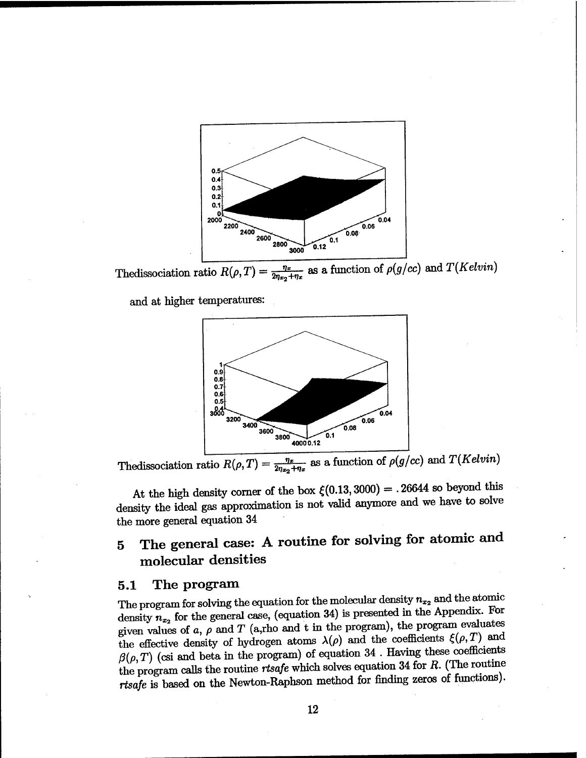Thedissociation ratio $R(\rho, T) = \frac{\eta_x}{2\eta_{x_2}+\eta_x}$ as a function of $\rho(g/cc)$ and $T(Kelvin)$

and at higher temperatures:

Thedissociation ratio $R(\rho, T) = \frac{\eta_x}{2\eta_{x_2}+\eta_x}$ as a function of $\rho(g/cc)$ and $T(Kelvin)$

At the high density corner of the box $\xi(0.13, 3000) = .26644$ so beyond this density the ideal gas approximation is not valid anymore and we have to solve the more general equation 34

# 5 The general case: A routine for solving for atomic and molecular densities

## 5.1 The program

The program for solving the equation for the molecular density $n_{x_2}$ and the atomic density $n_{x_2}$ for the general case, (equation 34) is presented in the Appendix. For given values of $a$, $\rho$ and $T$ (a,rho and t in the program), the program evaluates the effective density of hydrogen atoms $\lambda(\rho)$ and the coefficients $\xi(\rho, T)$ and $\beta(\rho, T)$ (csi and beta in the program) of equation 34 . Having these coefficients the program calls the routine *rtsafe* which solves equation 34 for $R$. (The routine *rtsafe* is based on the Newton-Raphson method for finding zeros of functions).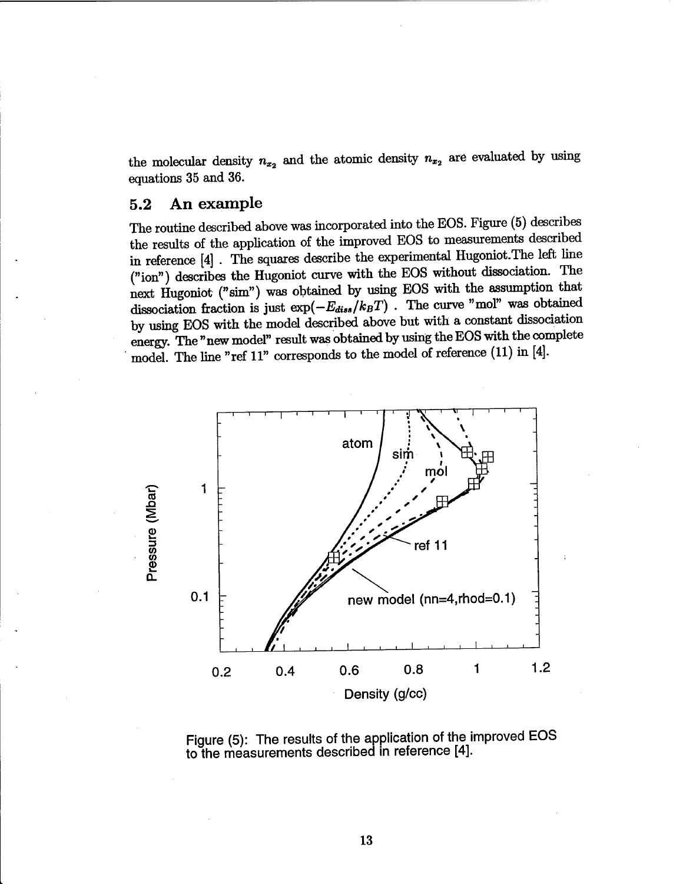the molecular density $n_{x_2}$ and the atomic density $n_{x_2}$ are evaluated by using equations 35 and 36.

## 5.2 An example

The routine described above was incorporated into the EOS. Figure (5) describes the results of the application of the improved EOS to measurements described in reference [4] . The squares describe the experimental Hugoniot.The left line ("ion") describes the Hugoniot curve with the EOS without dissociation. The next Hugoniot ("sim") was obtained by using EOS with the assumption that dissociation fraction is just $\exp(-E_{diss}/k_BT)$ . The curve "mol" was obtained by using EOS with the model described above but with a constant dissociation energy. The "new model" result was obtained by using the EOS with the complete model. The line "ref 11" corresponds to the model of reference (11) in [4].

Figure (5): The results of the application of the improved EOS to the measurements described in reference [4].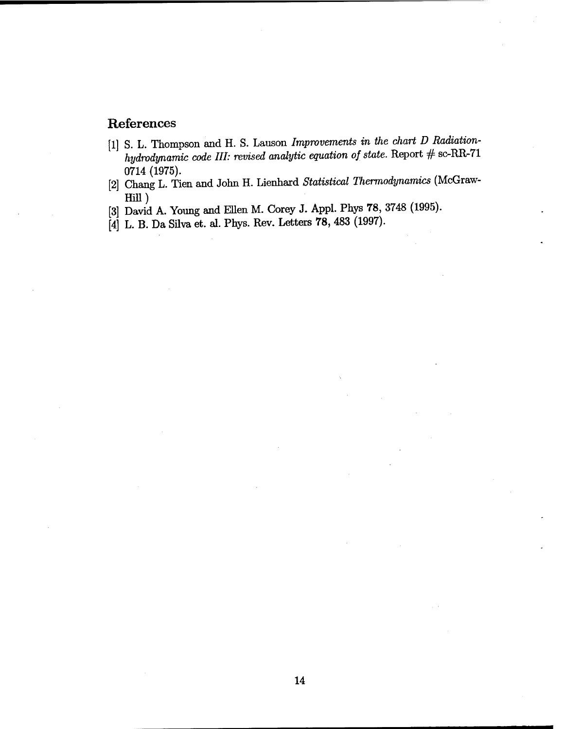## References

[1] S. L. Thompson and H. S. Lauson *Improvements in the chart D Radiation-hydrodynamic code III: revised analytic equation of state.* Report # sc-RR-71 0714 (1975).

[2] Chang L. Tien and John H. Lienhard *Statistical Thermodynamics* (McGraw-Hill )

[3] David A. Young and Ellen M. Corey J. Appl. Phys **78**, 3748 (1995).

[4] L. B. Da Silva et. al. Phys. Rev. Letters **78**, 483 (1997).